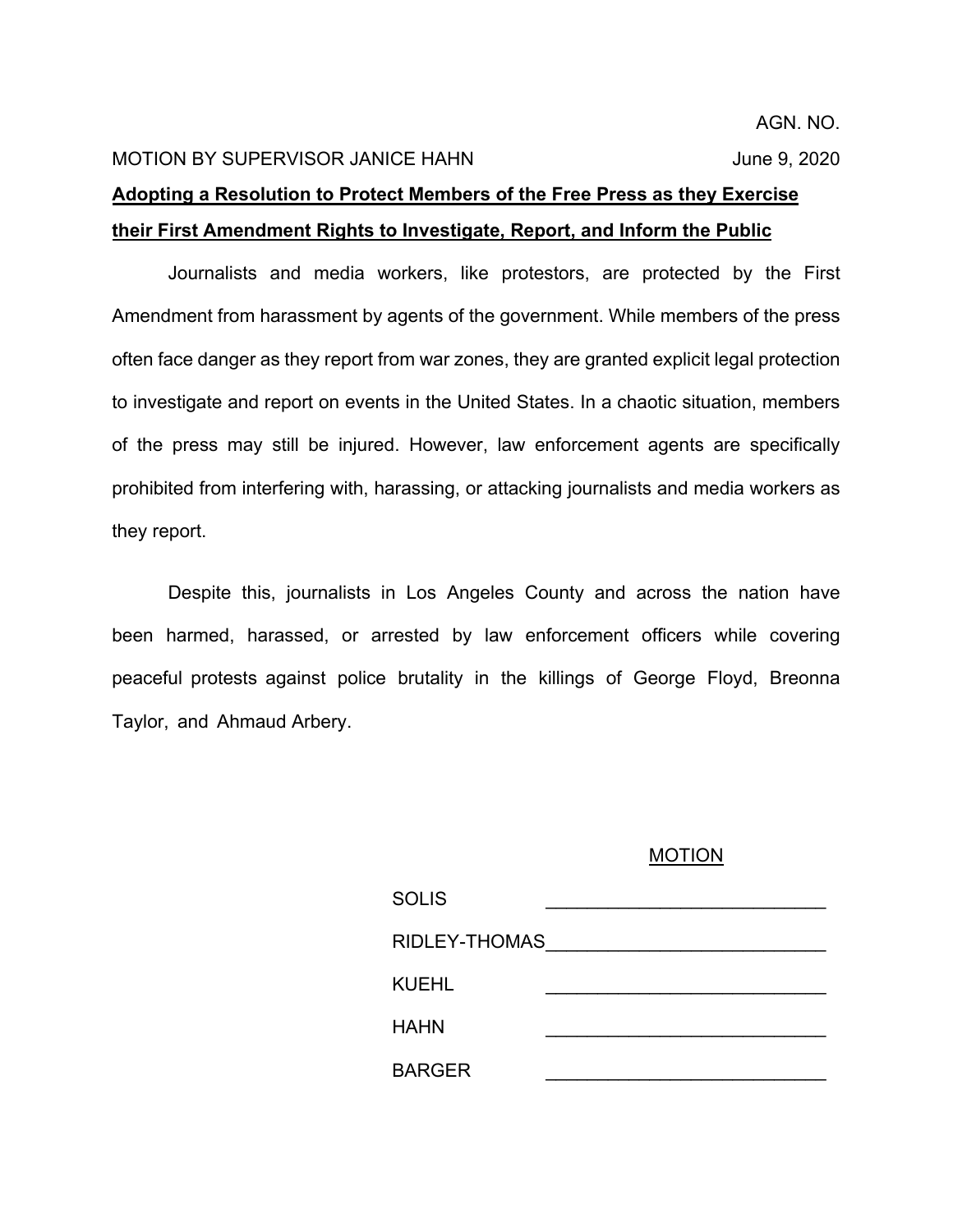AGN. NO.

MOTION BY SUPERVISOR JANICE HAHN June 9, 2020

**Adopting a Resolution to Protect Members of the Free Press as they Exercise their First Amendment Rights to Investigate, Report, and Inform the Public**

Journalists and media workers, like protestors, are protected by the First Amendment from harassment by agents of the government. While members of the press often face danger as they report from war zones, they are granted explicit legal protection to investigate and report on events in the United States. In a chaotic situation, members of the press may still be injured. However, law enforcement agents are specifically prohibited from interfering with, harassing, or attacking journalists and media workers as they report.

Despite this, journalists in Los Angeles County and across the nation have been harmed, harassed, or arrested by law enforcement officers while covering peaceful protests against police brutality in the killings of George Floyd, Breonna Taylor, and Ahmaud Arbery.

MOTION

| | |
|---|---|
| SOLIS | ___________________________ |
| RIDLEY-THOMAS | ___________________________ |
| KUEHL | ___________________________ |
| HAHN | ___________________________ |
| BARGER | ___________________________ |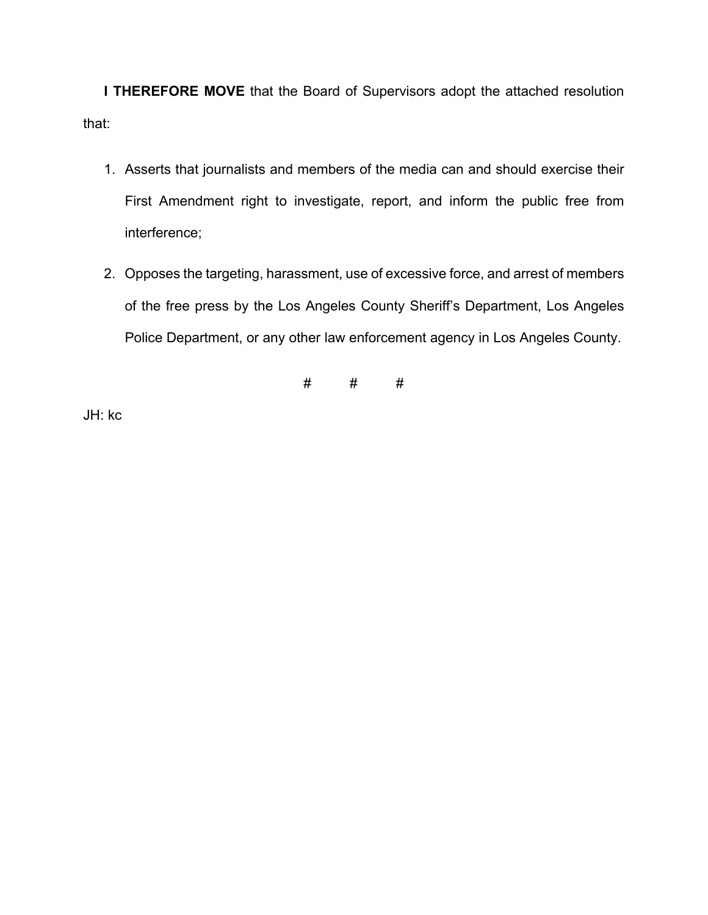**I THEREFORE MOVE** that the Board of Supervisors adopt the attached resolution that:

1. Asserts that journalists and members of the media can and should exercise their First Amendment right to investigate, report, and inform the public free from interference;
2. Opposes the targeting, harassment, use of excessive force, and arrest of members of the free press by the Los Angeles County Sheriff's Department, Los Angeles Police Department, or any other law enforcement agency in Los Angeles County.

# # #

JH: kc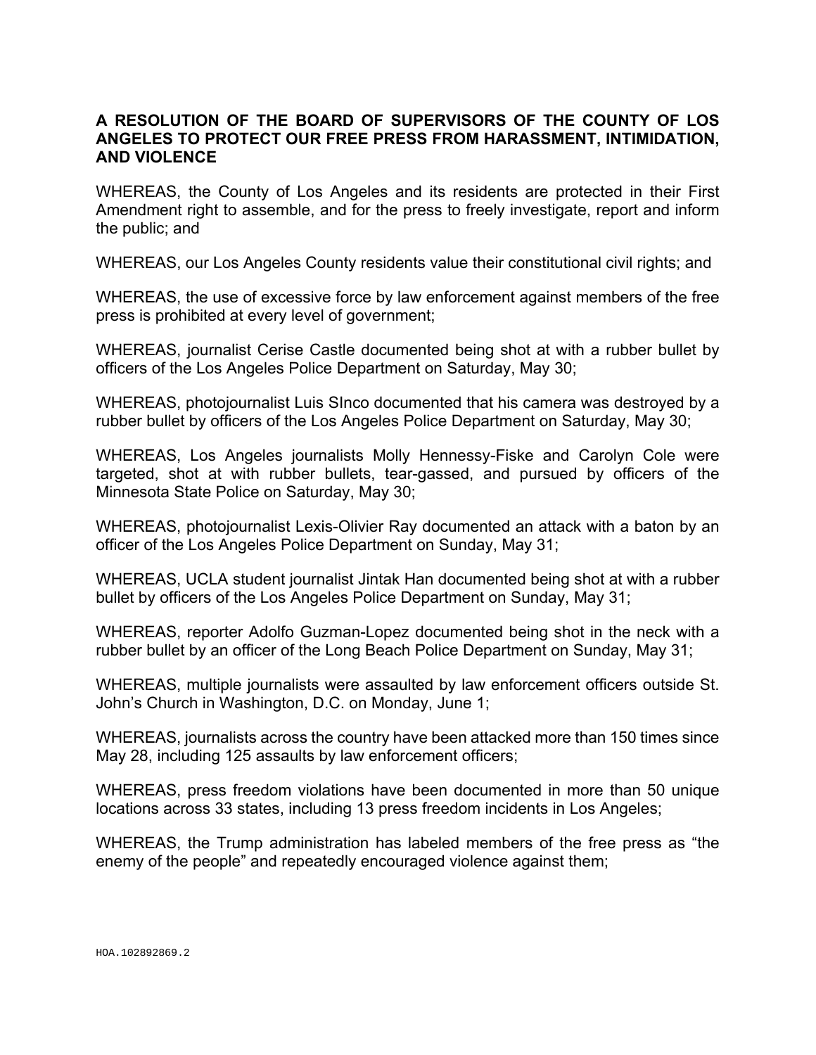**A RESOLUTION OF THE BOARD OF SUPERVISORS OF THE COUNTY OF LOS ANGELES TO PROTECT OUR FREE PRESS FROM HARASSMENT, INTIMIDATION, AND VIOLENCE**

WHEREAS, the County of Los Angeles and its residents are protected in their First Amendment right to assemble, and for the press to freely investigate, report and inform the public; and

WHEREAS, our Los Angeles County residents value their constitutional civil rights; and

WHEREAS, the use of excessive force by law enforcement against members of the free press is prohibited at every level of government;

WHEREAS, journalist Cerise Castle documented being shot at with a rubber bullet by officers of the Los Angeles Police Department on Saturday, May 30;

WHEREAS, photojournalist Luis SInco documented that his camera was destroyed by a rubber bullet by officers of the Los Angeles Police Department on Saturday, May 30;

WHEREAS, Los Angeles journalists Molly Hennessy-Fiske and Carolyn Cole were targeted, shot at with rubber bullets, tear-gassed, and pursued by officers of the Minnesota State Police on Saturday, May 30;

WHEREAS, photojournalist Lexis-Olivier Ray documented an attack with a baton by an officer of the Los Angeles Police Department on Sunday, May 31;

WHEREAS, UCLA student journalist Jintak Han documented being shot at with a rubber bullet by officers of the Los Angeles Police Department on Sunday, May 31;

WHEREAS, reporter Adolfo Guzman-Lopez documented being shot in the neck with a rubber bullet by an officer of the Long Beach Police Department on Sunday, May 31;

WHEREAS, multiple journalists were assaulted by law enforcement officers outside St. John's Church in Washington, D.C. on Monday, June 1;

WHEREAS, journalists across the country have been attacked more than 150 times since May 28, including 125 assaults by law enforcement officers;

WHEREAS, press freedom violations have been documented in more than 50 unique locations across 33 states, including 13 press freedom incidents in Los Angeles;

WHEREAS, the Trump administration has labeled members of the free press as "the enemy of the people" and repeatedly encouraged violence against them;

HOA.102892869.2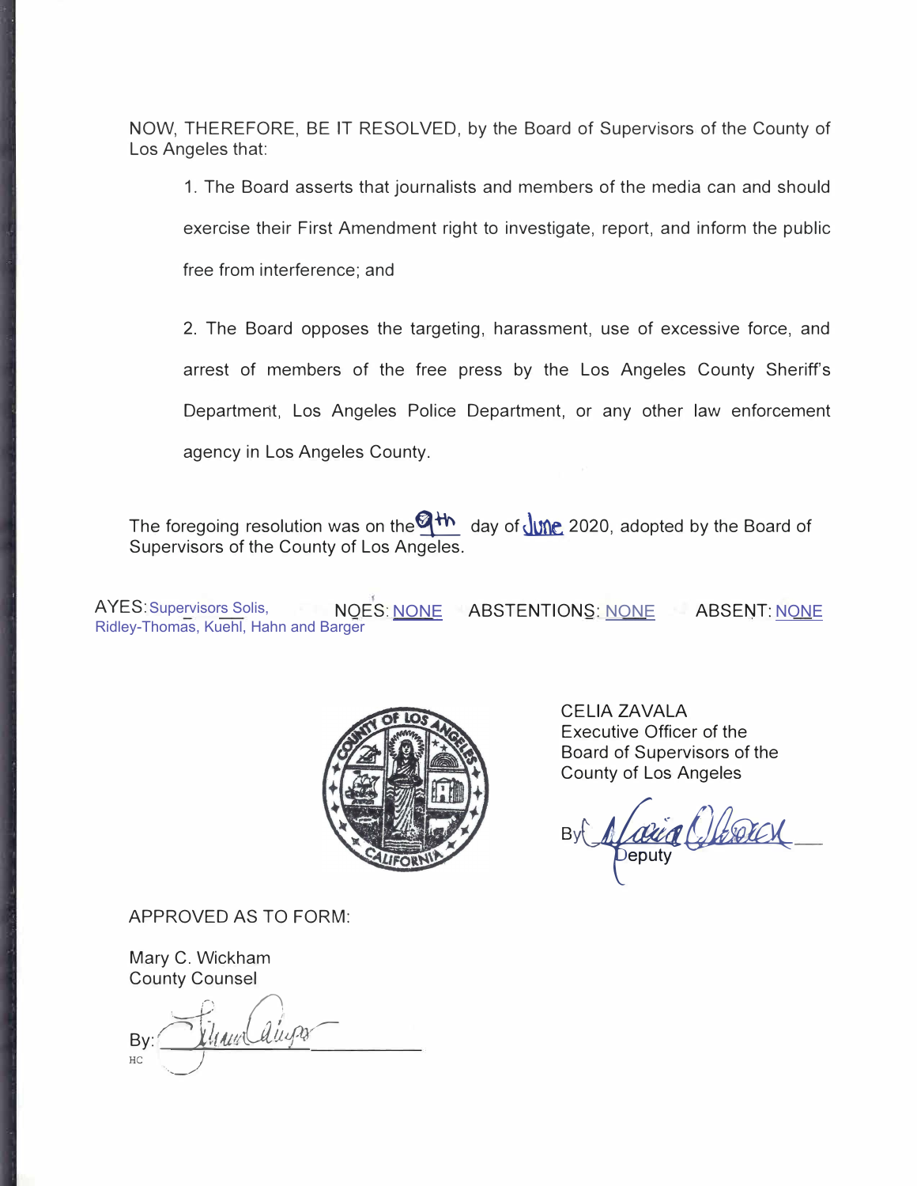NOW, THEREFORE, BE IT RESOLVED, by the Board of Supervisors of the County of Los Angeles that:

1. The Board asserts that journalists and members of the media can and should exercise their First Amendment right to investigate, report, and inform the public free from interference; and

2. The Board opposes the targeting, harassment, use of excessive force, and arrest of members of the free press by the Los Angeles County Sheriff's Department, Los Angeles Police Department, or any other law enforcement agency in Los Angeles County.

The foregoing resolution was on the 9th day of June 2020, adopted by the Board of Supervisors of the County of Los Angeles.

AYES: Supervisors Solis, Ridley-Thomas, Kuehl, Hahn and Barger NOES: NONE ABSTENTIONS: NONE ABSENT: NONE

CELIA ZAVALA
Executive Officer of the
Board of Supervisors of the
County of Los Angeles

By ______________
Deputy

APPROVED AS TO FORM:

Mary C. Wickham
County Counsel

By: ______________
HC